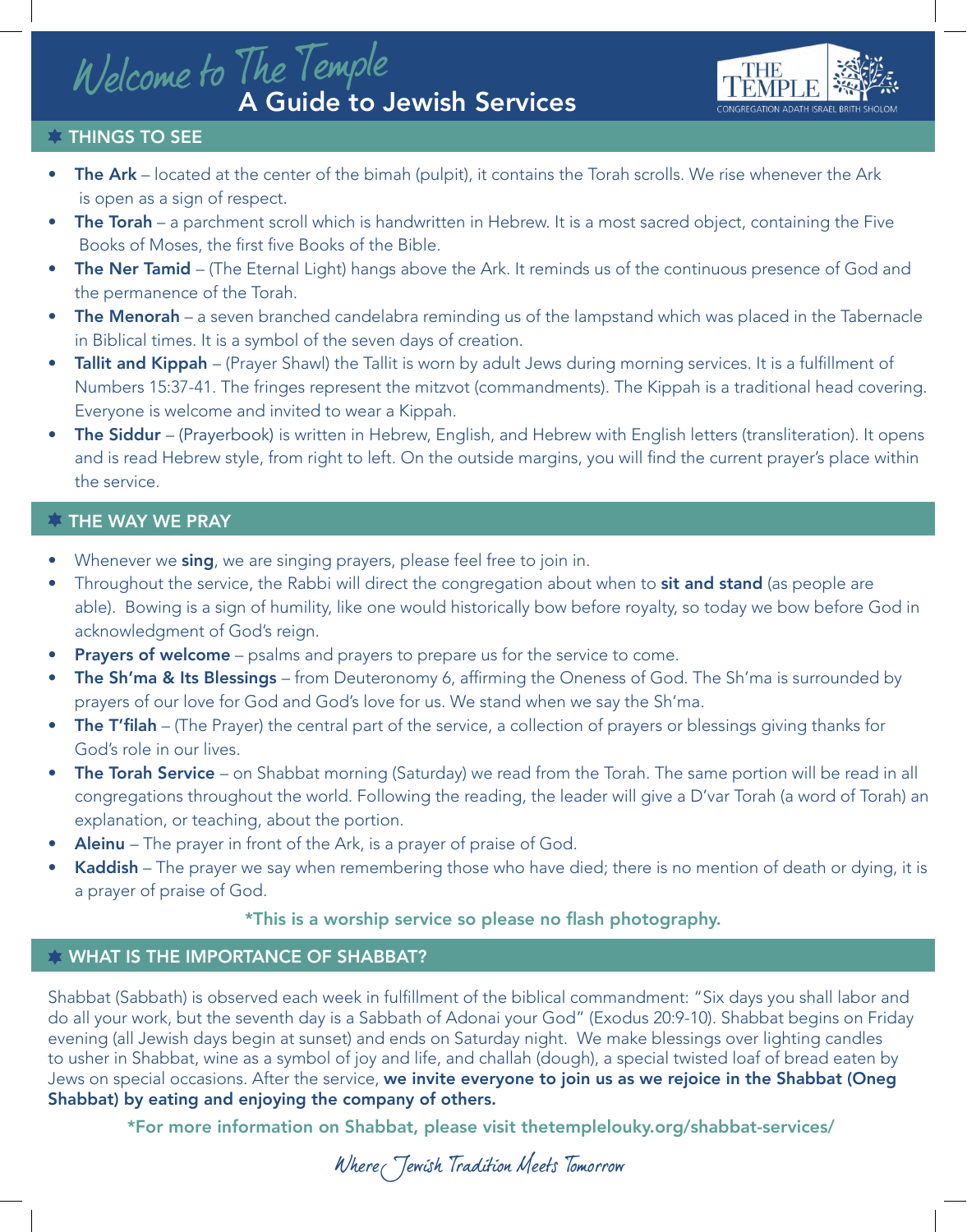# Welcome to The Temple

## A Guide to Jewish Services

THE TEMPLE
CONGREGATION ADATH ISRAEL BRITH SHOLOM

## ✡ THINGS TO SEE

- **The Ark** – located at the center of the bimah (pulpit), it contains the Torah scrolls. We rise whenever the Ark is open as a sign of respect.
- **The Torah** – a parchment scroll which is handwritten in Hebrew. It is a most sacred object, containing the Five Books of Moses, the first five Books of the Bible.
- **The Ner Tamid** – (The Eternal Light) hangs above the Ark. It reminds us of the continuous presence of God and the permanence of the Torah.
- **The Menorah** – a seven branched candelabra reminding us of the lampstand which was placed in the Tabernacle in Biblical times. It is a symbol of the seven days of creation.
- **Tallit and Kippah** – (Prayer Shawl) the Tallit is worn by adult Jews during morning services. It is a fulfillment of Numbers 15:37-41. The fringes represent the mitzvot (commandments). The Kippah is a traditional head covering. Everyone is welcome and invited to wear a Kippah.
- **The Siddur** – (Prayerbook) is written in Hebrew, English, and Hebrew with English letters (transliteration). It opens and is read Hebrew style, from right to left. On the outside margins, you will find the current prayer's place within the service.

## ✡ THE WAY WE PRAY

- Whenever we **sing**, we are singing prayers, please feel free to join in.
- Throughout the service, the Rabbi will direct the congregation about when to **sit and stand** (as people are able). Bowing is a sign of humility, like one would historically bow before royalty, so today we bow before God in acknowledgment of God's reign.
- **Prayers of welcome** – psalms and prayers to prepare us for the service to come.
- **The Sh'ma & Its Blessings** – from Deuteronomy 6, affirming the Oneness of God. The Sh'ma is surrounded by prayers of our love for God and God's love for us. We stand when we say the Sh'ma.
- **The T'filah** – (The Prayer) the central part of the service, a collection of prayers or blessings giving thanks for God's role in our lives.
- **The Torah Service** – on Shabbat morning (Saturday) we read from the Torah. The same portion will be read in all congregations throughout the world. Following the reading, the leader will give a D'var Torah (a word of Torah) an explanation, or teaching, about the portion.
- **Aleinu** – The prayer in front of the Ark, is a prayer of praise of God.
- **Kaddish** – The prayer we say when remembering those who have died; there is no mention of death or dying, it is a prayer of praise of God.

**\*This is a worship service so please no flash photography.**

## ✡ WHAT IS THE IMPORTANCE OF SHABBAT?

Shabbat (Sabbath) is observed each week in fulfillment of the biblical commandment: "Six days you shall labor and do all your work, but the seventh day is a Sabbath of Adonai your God" (Exodus 20:9-10). Shabbat begins on Friday evening (all Jewish days begin at sunset) and ends on Saturday night. We make blessings over lighting candles to usher in Shabbat, wine as a symbol of joy and life, and challah (dough), a special twisted loaf of bread eaten by Jews on special occasions. After the service, **we invite everyone to join us as we rejoice in the Shabbat (Oneg Shabbat) by eating and enjoying the company of others.**

**\*For more information on Shabbat, please visit thetemplelouky.org/shabbat-services/**

*Where Jewish Tradition Meets Tomorrow*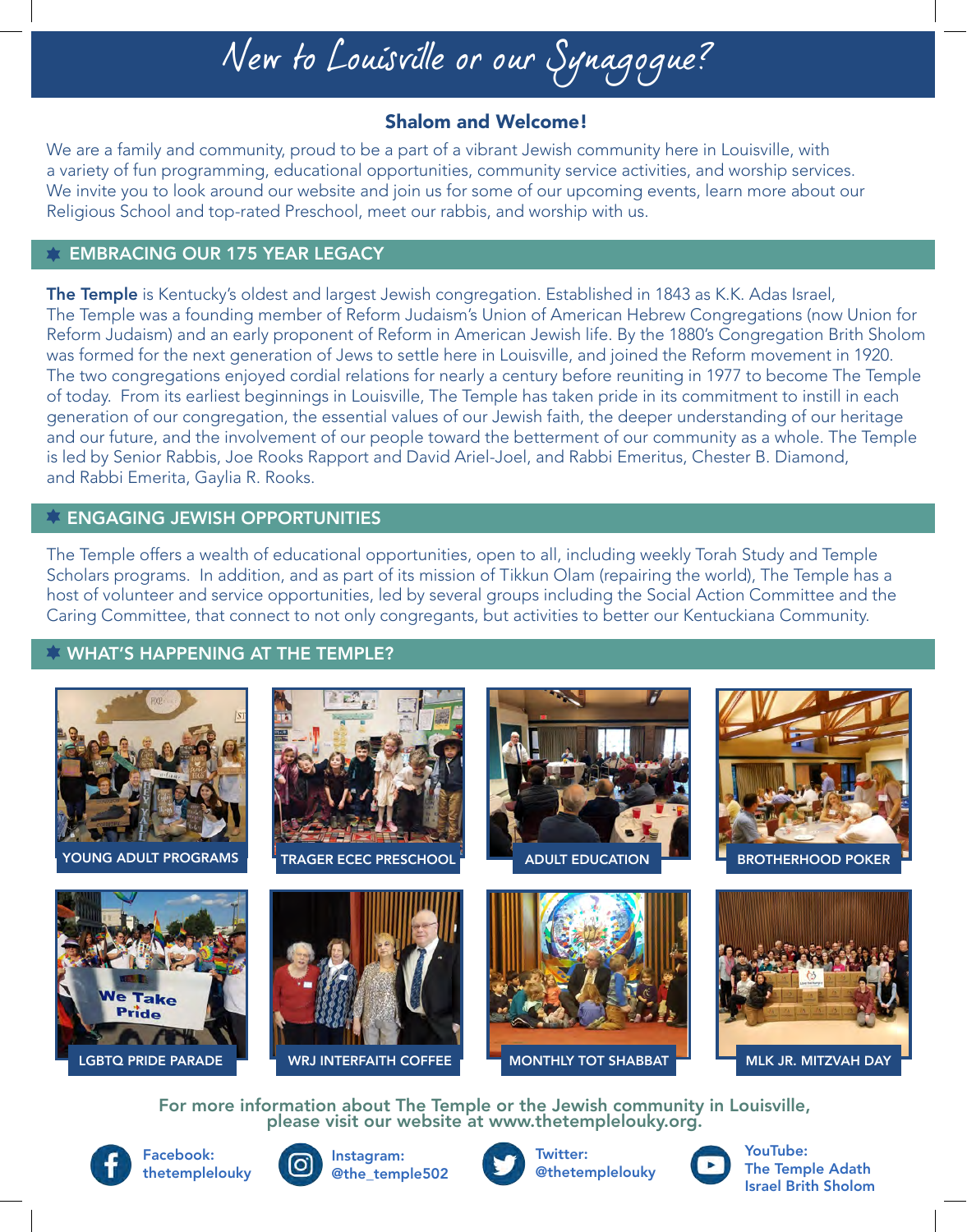# New to Louisville or our Synagogue?

### Shalom and Welcome!

We are a family and community, proud to be a part of a vibrant Jewish community here in Louisville, with a variety of fun programming, educational opportunities, community service activities, and worship services. We invite you to look around our website and join us for some of our upcoming events, learn more about our Religious School and top-rated Preschool, meet our rabbis, and worship with us.

## EMBRACING OUR 175 YEAR LEGACY

**The Temple** is Kentucky's oldest and largest Jewish congregation. Established in 1843 as K.K. Adas Israel, The Temple was a founding member of Reform Judaism's Union of American Hebrew Congregations (now Union for Reform Judaism) and an early proponent of Reform in American Jewish life. By the 1880's Congregation Brith Sholom was formed for the next generation of Jews to settle here in Louisville, and joined the Reform movement in 1920. The two congregations enjoyed cordial relations for nearly a century before reuniting in 1977 to become The Temple of today. From its earliest beginnings in Louisville, The Temple has taken pride in its commitment to instill in each generation of our congregation, the essential values of our Jewish faith, the deeper understanding of our heritage and our future, and the involvement of our people toward the betterment of our community as a whole. The Temple is led by Senior Rabbis, Joe Rooks Rapport and David Ariel-Joel, and Rabbi Emeritus, Chester B. Diamond, and Rabbi Emerita, Gaylia R. Rooks.

## ENGAGING JEWISH OPPORTUNITIES

The Temple offers a wealth of educational opportunities, open to all, including weekly Torah Study and Temple Scholars programs. In addition, and as part of its mission of Tikkun Olam (repairing the world), The Temple has a host of volunteer and service opportunities, led by several groups including the Social Action Committee and the Caring Committee, that connect to not only congregants, but activities to better our Kentuckiana Community.

## WHAT'S HAPPENING AT THE TEMPLE?

YOUNG ADULT PROGRAMS

TRAGER ECEC PRESCHOOL

ADULT EDUCATION

BROTHERHOOD POKER

LGBTQ PRIDE PARADE

WRJ INTERFAITH COFFEE

MONTHLY TOT SHABBAT

MLK JR. MITZVAH DAY

For more information about The Temple or the Jewish community in Louisville, please visit our website at www.thetemplelouky.org.

Facebook: thetemplelouky

Instagram: @the_temple502

Twitter: @thetemplelouky

YouTube: The Temple Adath Israel Brith Sholom